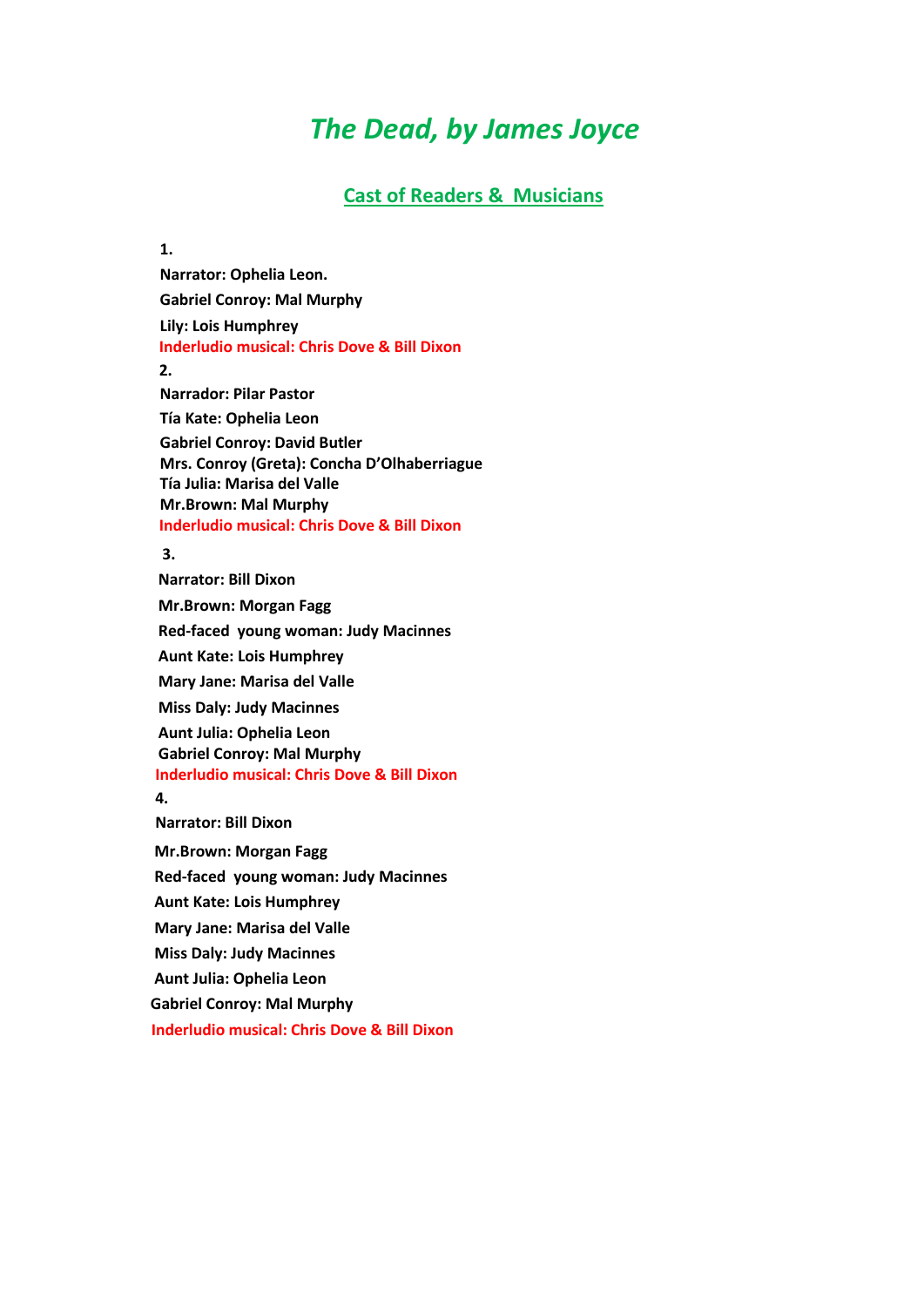# *The Dead, by James Joyce*

## Cast of Readers & Musicians

**1.**

**Narrator: Ophelia Leon.**

**Gabriel Conroy: Mal Murphy**

**Lily: Lois Humphrey**

**Inderludio musical: Chris Dove & Bill Dixon**

**2.**

**Narrador: Pilar Pastor**

**Tía Kate: Ophelia Leon**

**Gabriel Conroy: David Butler**

**Mrs. Conroy (Greta): Concha D'Olhaberriague**

**Tía Julia: Marisa del Valle**

**Mr.Brown: Mal Murphy**

**Inderludio musical: Chris Dove & Bill Dixon**

**3.**

**Narrator: Bill Dixon**

**Mr.Brown: Morgan Fagg**

**Red-faced young woman: Judy Macinnes**

**Aunt Kate: Lois Humphrey**

**Mary Jane: Marisa del Valle**

**Miss Daly: Judy Macinnes**

**Aunt Julia: Ophelia Leon**

**Gabriel Conroy: Mal Murphy**

**Inderludio musical: Chris Dove & Bill Dixon**

**4.**

**Narrator: Bill Dixon**

**Mr.Brown: Morgan Fagg**

**Red-faced young woman: Judy Macinnes**

**Aunt Kate: Lois Humphrey**

**Mary Jane: Marisa del Valle**

**Miss Daly: Judy Macinnes**

**Aunt Julia: Ophelia Leon**

**Gabriel Conroy: Mal Murphy**

**Inderludio musical: Chris Dove & Bill Dixon**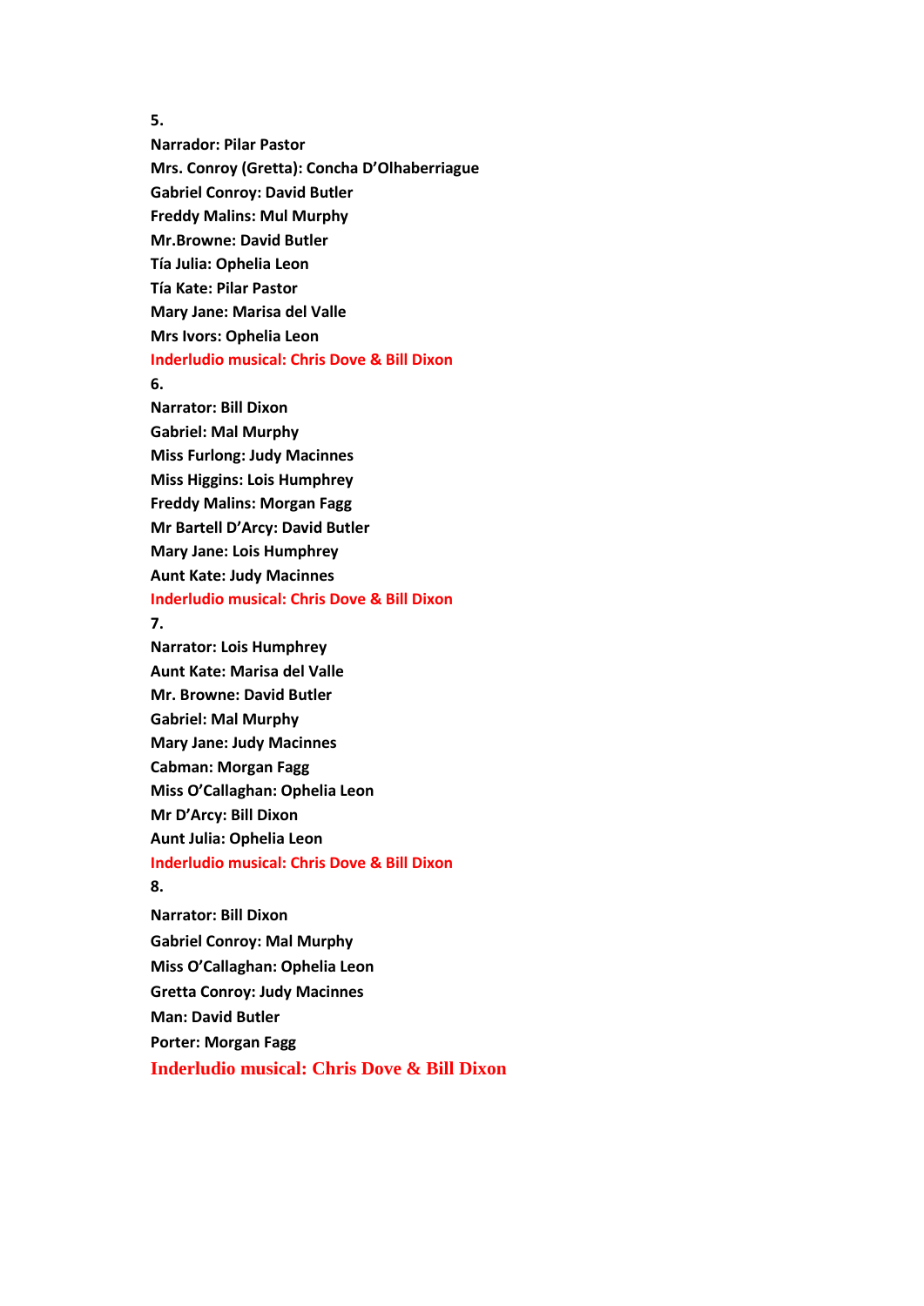**5.**

**Narrador: Pilar Pastor**

**Mrs. Conroy (Gretta): Concha D'Olhaberriague**

**Gabriel Conroy: David Butler**

**Freddy Malins: Mul Murphy**

**Mr.Browne: David Butler**

**Tía Julia: Ophelia Leon**

**Tía Kate: Pilar Pastor**

**Mary Jane: Marisa del Valle**

**Mrs Ivors: Ophelia Leon**

**Inderludio musical: Chris Dove & Bill Dixon**

**6.**

**Narrator: Bill Dixon**

**Gabriel: Mal Murphy**

**Miss Furlong: Judy Macinnes**

**Miss Higgins: Lois Humphrey**

**Freddy Malins: Morgan Fagg**

**Mr Bartell D'Arcy: David Butler**

**Mary Jane: Lois Humphrey**

**Aunt Kate: Judy Macinnes**

**Inderludio musical: Chris Dove & Bill Dixon**

**7.**

**Narrator: Lois Humphrey**

**Aunt Kate: Marisa del Valle**

**Mr. Browne: David Butler**

**Gabriel: Mal Murphy**

**Mary Jane: Judy Macinnes**

**Cabman: Morgan Fagg**

**Miss O'Callaghan: Ophelia Leon**

**Mr D'Arcy: Bill Dixon**

**Aunt Julia: Ophelia Leon**

**Inderludio musical: Chris Dove & Bill Dixon**

**8.**

**Narrator: Bill Dixon**

**Gabriel Conroy: Mal Murphy**

**Miss O'Callaghan: Ophelia Leon**

**Gretta Conroy: Judy Macinnes**

**Man: David Butler**

**Porter: Morgan Fagg**

**Inderludio musical: Chris Dove & Bill Dixon**